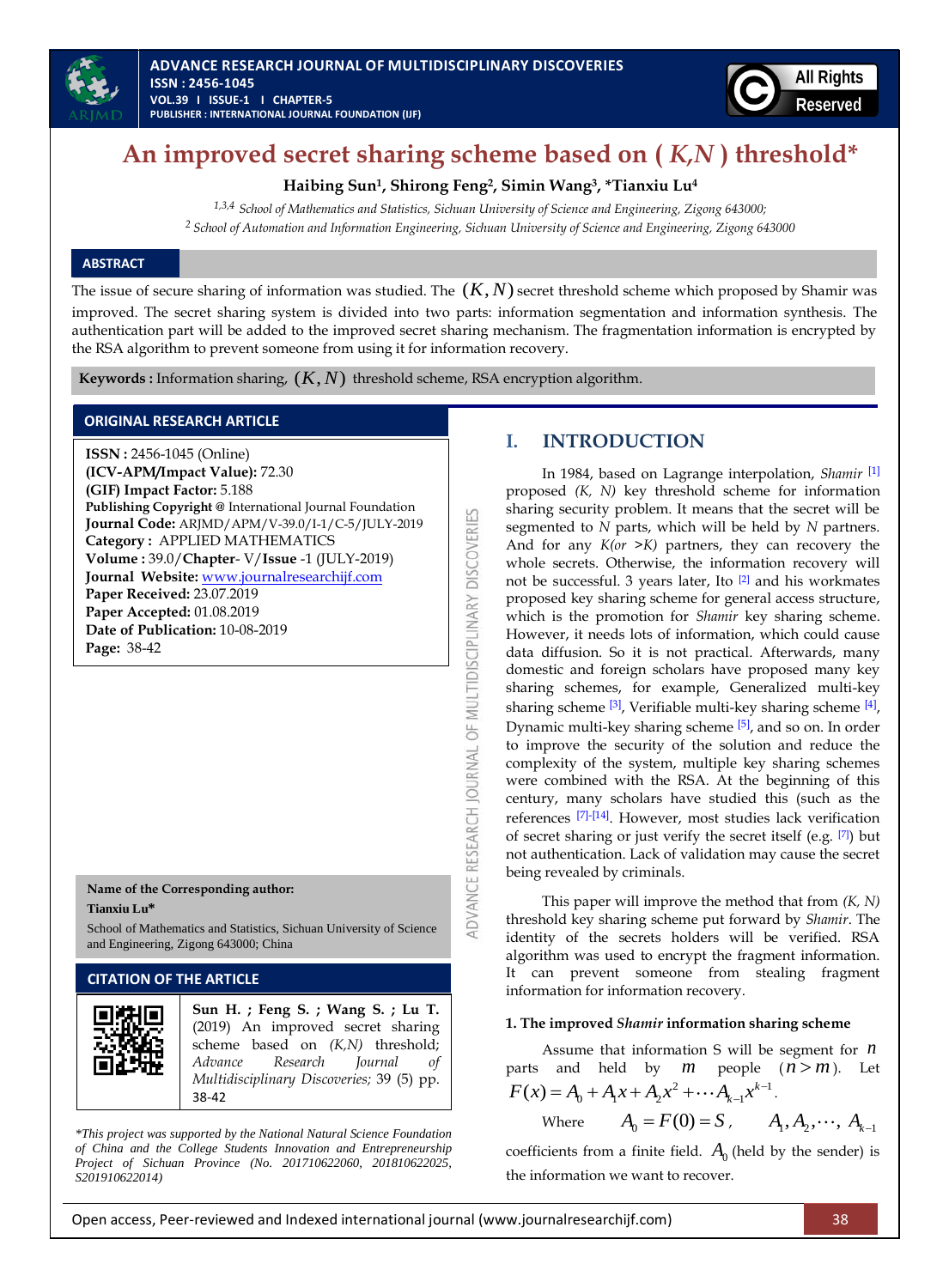# An improved secret sharing scheme based on ( $K,N$ ) threshold*

**Haibing Sun[1], Shirong Feng[2], Simin Wang[3], *Tianxiu Lu[4]**

[1,3,4] *School of Mathematics and Statistics, Sichuan University of Science and Engineering, Zigong 643000;*
[2] *School of Automation and Information Engineering, Sichuan University of Science and Engineering, Zigong 643000*

## ABSTRACT

The issue of secure sharing of information was studied. The $(K,N)$ secret threshold scheme which proposed by Shamir was improved. The secret sharing system is divided into two parts: information segmentation and information synthesis. The authentication part will be added to the improved secret sharing mechanism. The fragmentation information is encrypted by the RSA algorithm to prevent someone from using it for information recovery.

**Keywords :** Information sharing, $(K,N)$ threshold scheme, RSA encryption algorithm.

## ORIGINAL RESEARCH ARTICLE

**ISSN :** 2456-1045 (Online)
**(ICV-APM/Impact Value):** 72.30
**(GIF) Impact Factor:** 5.188
**Publishing Copyright @** International Journal Foundation
**Journal Code:** ARJMD/APM/V-39.0/I-1/C-5/JULY-2019
**Category :** APPLIED MATHEMATICS
**Volume :** 39.0/**Chapter**- V/**Issue** -1 (JULY-2019)
**Journal Website:** www.journalresearchijf.com
**Paper Received:** 23.07.2019
**Paper Accepted:** 01.08.2019
**Date of Publication:** 10-08-2019
**Page:** 38-42

**Name of the Corresponding author:**
**Tianxiu Lu***
School of Mathematics and Statistics, Sichuan University of Science and Engineering, Zigong 643000; China

## CITATION OF THE ARTICLE

**Sun H. ; Feng S. ; Wang S. ; Lu T.** (2019) An improved secret sharing scheme based on *(K,N)* threshold; *Advance Research Journal of Multidisciplinary Discoveries;* 39 (5) pp. 38-42

*\*This project was supported by the National Natural Science Foundation of China and the College Students Innovation and Entrepreneurship Project of Sichuan Province (No. 201710622060, 201810622025, S201910622014)*

## I. INTRODUCTION

In 1984, based on Lagrange interpolation, *Shamir* [1] proposed *(K, N)* key threshold scheme for information sharing security problem. It means that the secret will be segmented to *N* parts, which will be held by *N* partners. And for any *K(or >K)* partners, they can recovery the whole secrets. Otherwise, the information recovery will not be successful. 3 years later, Ito [2] and his workmates proposed key sharing scheme for general access structure, which is the promotion for *Shamir* key sharing scheme. However, it needs lots of information, which could cause data diffusion. So it is not practical. Afterwards, many domestic and foreign scholars have proposed many key sharing schemes, for example, Generalized multi-key sharing scheme [3], Verifiable multi-key sharing scheme [4], Dynamic multi-key sharing scheme [5], and so on. In order to improve the security of the solution and reduce the complexity of the system, multiple key sharing schemes were combined with the RSA. At the beginning of this century, many scholars have studied this (such as the references [7]-[14]. However, most studies lack verification of secret sharing or just verify the secret itself (e.g. [7]) but not authentication. Lack of validation may cause the secret being revealed by criminals.

This paper will improve the method that from *(K, N)* threshold key sharing scheme put forward by *Shamir*. The identity of the secrets holders will be verified. RSA algorithm was used to encrypt the fragment information. It can prevent someone from stealing fragment information for information recovery.

### 1. The improved *Shamir* information sharing scheme

Assume that information S will be segment for $n$ parts and held by $m$ people $(n > m)$. Let $F(x) = A_0 + A_1x + A_2x^2 + \cdots A_{k-1}x^{k-1}$.

Where $A_0 = F(0) = S$, $A_1, A_2, \cdots, A_{k-1}$ coefficients from a finite field. $A_0$ (held by the sender) is the information we want to recover.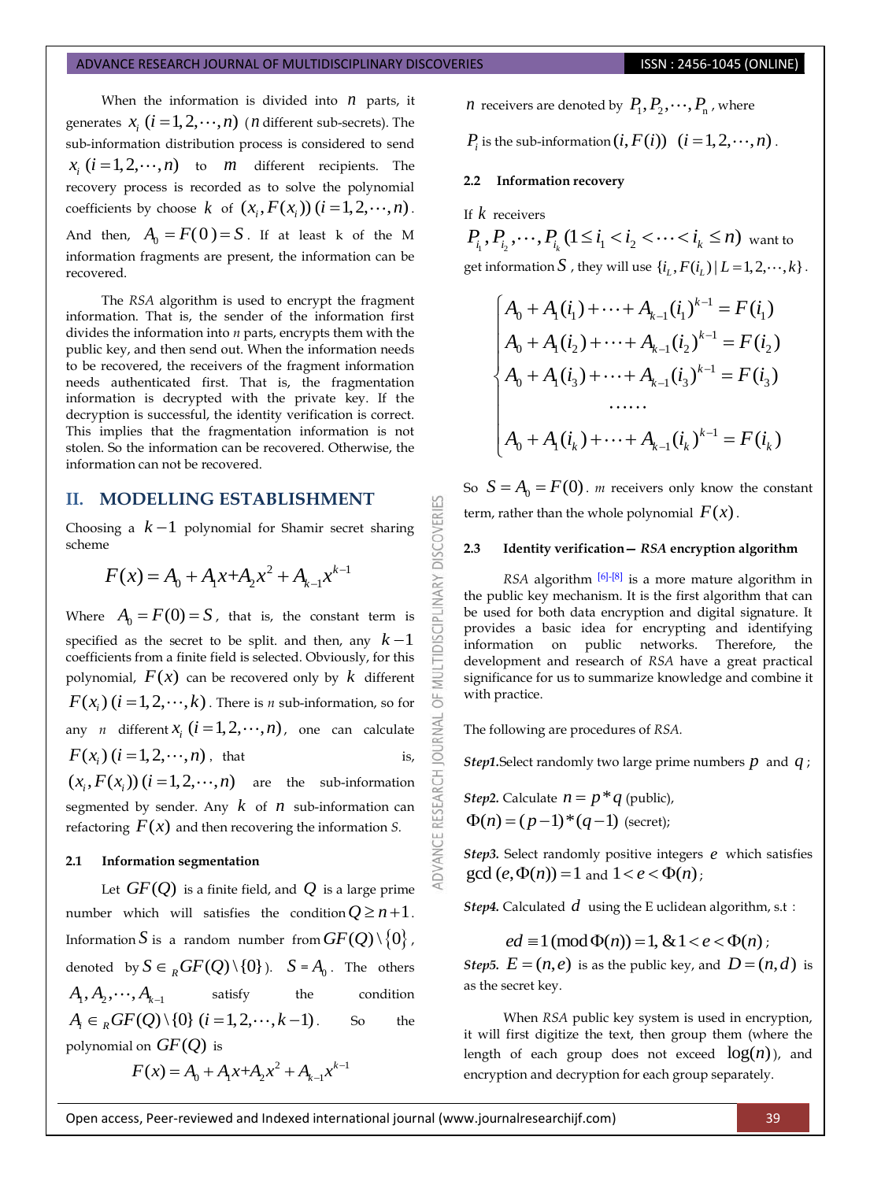When the information is divided into $n$ parts, it generates $x_i$ $(i=1,2,\cdots,n)$ ($n$ different sub-secrets). The sub-information distribution process is considered to send $x_i$ $(i=1,2,\cdots,n)$ to $m$ different recipients. The recovery process is recorded as to solve the polynomial coefficients by choose $k$ of $(x_i, F(x_i))$ $(i=1,2,\cdots,n)$. And then, $A_0 = F(0) = S$. If at least k of the M information fragments are present, the information can be recovered.

The *RSA* algorithm is used to encrypt the fragment information. That is, the sender of the information first divides the information into *n* parts, encrypts them with the public key, and then send out. When the information needs to be recovered, the receivers of the fragment information needs authenticated first. That is, the fragmentation information is decrypted with the private key. If the decryption is successful, the identity verification is correct. This implies that the fragmentation information is not stolen. So the information can be recovered. Otherwise, the information can not be recovered.

## II. MODELLING ESTABLISHMENT

Choosing a $k-1$ polynomial for Shamir secret sharing scheme

$$F(x) = A_0 + A_1 x + A_2 x^2 + A_{k-1} x^{k-1}$$

Where $A_0 = F(0) = S$, that is, the constant term is specified as the secret to be split. and then, any $k-1$ coefficients from a finite field is selected. Obviously, for this polynomial, $F(x)$ can be recovered only by $k$ different $F(x_i)$ $(i=1,2,\cdots,k)$. There is *n* sub-information, so for any *n* different $x_i$ $(i=1,2,\cdots,n)$, one can calculate $F(x_i)$ $(i=1,2,\cdots,n)$, that is, $(x_i, F(x_i))$ $(i=1,2,\cdots,n)$ are the sub-information segmented by sender. Any $k$ of $n$ sub-information can refactoring $F(x)$ and then recovering the information *S*.

### 2.1 Information segmentation

Let $GF(Q)$ is a finite field, and $Q$ is a large prime number which will satisfies the condition $Q \geq n+1$. Information $S$ is a random number from $GF(Q)\setminus\{0\}$, denoted by $S \in_R GF(Q)\setminus\{0\}$). $S = A_0$. The others $A_1, A_2, \cdots, A_{k-1}$ satisfy the condition $A_i \in_R GF(Q)\setminus\{0\}$ $(i=1,2,\cdots,k-1)$. So the polynomial on $GF(Q)$ is

$$F(x) = A_0 + A_1 x + A_2 x^2 + A_{k-1} x^{k-1}$$

$n$ receivers are denoted by $P_1, P_2, \cdots, P_n$, where $P_i$ is the sub-information $(i, F(i))$ $(i=1,2,\cdots,n)$.

### 2.2 Information recovery

If $k$ receivers $P_{i_1}, P_{i_2}, \cdots, P_{i_k}$ $(1 \leq i_1 < i_2 < \cdots < i_k \leq n)$ want to get information $S$, they will use $\{i_L, F(i_L) \mid L = 1,2,\cdots,k\}$.

$$\begin{cases} A_0 + A_1(i_1) + \cdots + A_{k-1}(i_1)^{k-1} = F(i_1) \\ A_0 + A_1(i_2) + \cdots + A_{k-1}(i_2)^{k-1} = F(i_2) \\ A_0 + A_1(i_3) + \cdots + A_{k-1}(i_3)^{k-1} = F(i_3) \\ \quad\cdots\cdots \\ A_0 + A_1(i_k) + \cdots + A_{k-1}(i_k)^{k-1} = F(i_k) \end{cases}$$

So $S = A_0 = F(0)$. *m* receivers only know the constant term, rather than the whole polynomial $F(x)$.

### 2.3 Identity verification — *RSA* encryption algorithm

*RSA* algorithm [6]-[8] is a more mature algorithm in the public key mechanism. It is the first algorithm that can be used for both data encryption and digital signature. It provides a basic idea for encrypting and identifying information on public networks. Therefore, the development and research of *RSA* have a great practical significance for us to summarize knowledge and combine it with practice.

The following are procedures of *RSA.*

***Step1.*** Select randomly two large prime numbers $p$ and $q$;

***Step2.*** Calculate $n = p * q$ (public), $\Phi(n) = (p-1)*(q-1)$ (secret);

***Step3.*** Select randomly positive integers $e$ which satisfies $\gcd(e, \Phi(n)) = 1$ and $1 < e < \Phi(n)$;

***Step4.*** Calculated $d$ using the E uclidean algorithm, s.t :

$$ed \equiv 1 (\bmod \Phi(n)) = 1, \& 1 < e < \Phi(n);$$

***Step5.*** $E = (n, e)$ is as the public key, and $D = (n, d)$ is as the secret key.

When *RSA* public key system is used in encryption, it will first digitize the text, then group them (where the length of each group does not exceed $\log(n)$), and encryption and decryption for each group separately.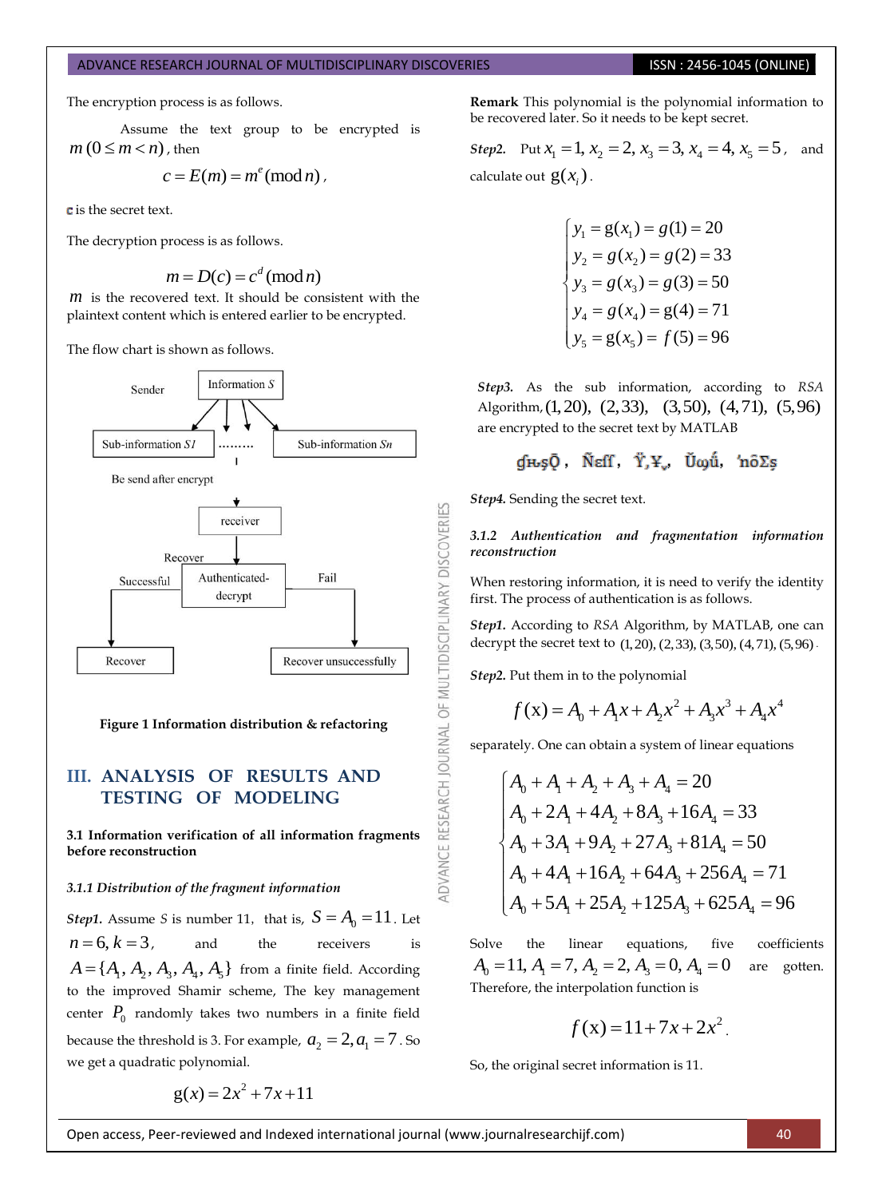The encryption process is as follows.

Assume the text group to be encrypted is $m\,(0 \le m < n)$, then

$$c = E(m) = m^e (\bmod n),$$

c is the secret text.

The decryption process is as follows.

$$m = D(c) = c^d (\bmod n)$$

$m$ is the recovered text. It should be consistent with the plaintext content which is entered earlier to be encrypted.

The flow chart is shown as follows.

Sender

Information $S$

Sub-information $S1$ ……… Sub-information $Sn$

Be send after encrypt

receiver

Recover

Authenticated-decrypt

Successful — Recover

Fail — Recover unsuccessfully

**Figure 1 Information distribution & refactoring**

## III. ANALYSIS OF RESULTS AND TESTING OF MODELING

### 3.1 Information verification of all information fragments before reconstruction

#### *3.1.1 Distribution of the fragment information*

***Step1.*** Assume $S$ is number 11, that is, $S = A_0 = 11$. Let $n = 6, k = 3$, and the receivers is $A = \{A_1, A_2, A_3, A_4, A_5\}$ from a finite field. According to the improved Shamir scheme, The key management center $P_0$ randomly takes two numbers in a finite field because the threshold is 3. For example, $a_2 = 2, a_1 = 7$. So we get a quadratic polynomial.

$$g(x) = 2x^2 + 7x + 11$$

**Remark** This polynomial is the polynomial information to be recovered later. So it needs to be kept secret.

***Step2.*** Put $x_1 = 1, x_2 = 2, x_3 = 3, x_4 = 4, x_5 = 5$, and calculate out $g(x_i)$.

$$\begin{cases} y_1 = g(x_1) = g(1) = 20 \\ y_2 = g(x_2) = g(2) = 33 \\ y_3 = g(x_3) = g(3) = 50 \\ y_4 = g(x_4) = g(4) = 71 \\ y_5 = g(x_5) = f(5) = 96 \end{cases}$$

***Step3.*** As the sub information, according to *RSA* Algorithm, $(1,20)$, $(2,33)$, $(3,50)$, $(4,71)$, $(5,96)$ are encrypted to the secret text by MATLAB

ģĦşǬ , ÑɛĪf , Ÿ,¥, , Ŭωű, 'nōΣş

***Step4.*** Sending the secret text.

#### *3.1.2 Authentication and fragmentation information reconstruction*

When restoring information, it is need to verify the identity first. The process of authentication is as follows.

***Step1.*** According to *RSA* Algorithm, by MATLAB, one can decrypt the secret text to $(1,20), (2,33), (3,50), (4,71), (5,96)$.

***Step2.*** Put them in to the polynomial

$$f(x) = A_0 + A_1 x + A_2 x^2 + A_3 x^3 + A_4 x^4$$

separately. One can obtain a system of linear equations

$$\begin{cases} A_0 + A_1 + A_2 + A_3 + A_4 = 20 \\ A_0 + 2A_1 + 4A_2 + 8A_3 + 16A_4 = 33 \\ A_0 + 3A_1 + 9A_2 + 27A_3 + 81A_4 = 50 \\ A_0 + 4A_1 + 16A_2 + 64A_3 + 256A_4 = 71 \\ A_0 + 5A_1 + 25A_2 + 125A_3 + 625A_4 = 96 \end{cases}$$

Solve the linear equations, five coefficients $A_0 = 11, A_1 = 7, A_2 = 2, A_3 = 0, A_4 = 0$ are gotten. Therefore, the interpolation function is

$$f(x) = 11 + 7x + 2x^2.$$

So, the original secret information is 11.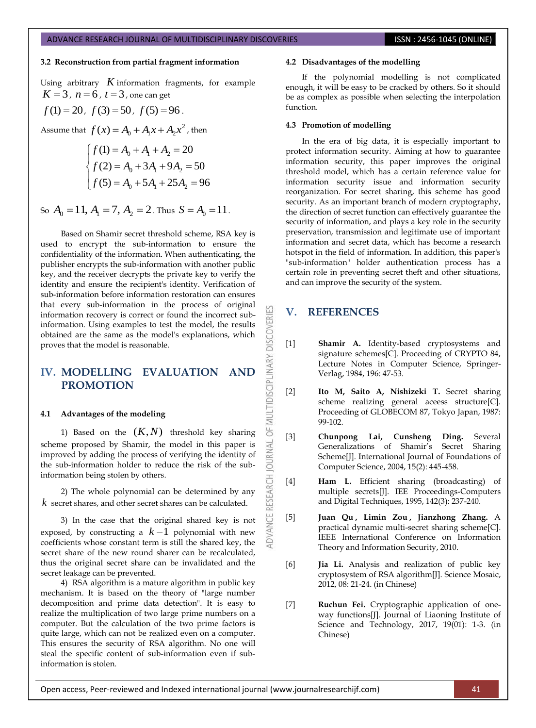### 3.2 Reconstruction from partial fragment information

Using arbitrary $K$ information fragments, for example $K = 3$, $n = 6$, $t = 3$, one can get $f(1) = 20$, $f(3) = 50$, $f(5) = 96$.

Assume that $f(x) = A_0 + A_1 x + A_2 x^2$, then

$$
\begin{cases}
f(1) = A_0 + A_1 + A_2 = 20 \\
f(2) = A_0 + 3A_1 + 9A_2 = 50 \\
f(5) = A_0 + 5A_1 + 25A_2 = 96
\end{cases}
$$

So $A_0 = 11, A_1 = 7, A_2 = 2$. Thus $S = A_0 = 11$.

Based on Shamir secret threshold scheme, RSA key is used to encrypt the sub-information to ensure the confidentiality of the information. When authenticating, the publisher encrypts the sub-information with another public key, and the receiver decrypts the private key to verify the identity and ensure the recipient's identity. Verification of sub-information before information restoration can ensures that every sub-information in the process of original information recovery is correct or found the incorrect sub-information. Using examples to test the model, the results obtained are the same as the model's explanations, which proves that the model is reasonable.

## IV. MODELLING EVALUATION AND PROMOTION

### 4.1 Advantages of the modeling

1) Based on the $(K, N)$ threshold key sharing scheme proposed by Shamir, the model in this paper is improved by adding the process of verifying the identity of the sub-information holder to reduce the risk of the sub-information being stolen by others.

2) The whole polynomial can be determined by any $k$ secret shares, and other secret shares can be calculated.

3) In the case that the original shared key is not exposed, by constructing a $k-1$ polynomial with new coefficients whose constant term is still the shared key, the secret share of the new round sharer can be recalculated, thus the original secret share can be invalidated and the secret leakage can be prevented.

4) RSA algorithm is a mature algorithm in public key mechanism. It is based on the theory of "large number decomposition and prime data detection". It is easy to realize the multiplication of two large prime numbers on a computer. But the calculation of the two prime factors is quite large, which can not be realized even on a computer. This ensures the security of RSA algorithm. No one will steal the specific content of sub-information even if sub-information is stolen.

### 4.2 Disadvantages of the modelling

If the polynomial modelling is not complicated enough, it will be easy to be cracked by others. So it should be as complex as possible when selecting the interpolation function.

### 4.3 Promotion of modelling

In the era of big data, it is especially important to protect information security. Aiming at how to guarantee information security, this paper improves the original threshold model, which has a certain reference value for information security issue and information security reorganization. For secret sharing, this scheme has good security. As an important branch of modern cryptography, the direction of secret function can effectively guarantee the security of information, and plays a key role in the security preservation, transmission and legitimate use of important information and secret data, which has become a research hotspot in the field of information. In addition, this paper's "sub-information" holder authentication process has a certain role in preventing secret theft and other situations, and can improve the security of the system.

## V. REFERENCES

[1] **Shamir A.** Identity-based cryptosystems and signature schemes[C]. Proceeding of CRYPTO 84, Lecture Notes in Computer Science, Springer-Verlag, 1984, 196: 47-53.

[2] **Ito M, Saito A, Nishizeki T.** Secret sharing scheme realizing general aceess structure[C]. Proceeding of GLOBECOM 87, Tokyo Japan, 1987: 99-102.

[3] **Chunpong Lai, Cunsheng Ding.** Several Generalizations of Shamir's Secret Sharing Scheme[J]. International Journal of Foundations of Computer Science, 2004, 15(2): 445-458.

[4] **Ham L.** Efficient sharing (broadcasting) of multiple secrets[J]. IEE Proceedings-Computers and Digital Techniques, 1995, 142(3): 237-240.

[5] **Juan Qu , Limin Zou , Jianzhong Zhang.** A practical dynamic multi-secret sharing scheme[C]. IEEE International Conference on Information Theory and Information Security, 2010.

[6] **Jia Li.** Analysis and realization of public key cryptosystem of RSA algorithm[J]. Science Mosaic, 2012, 08: 21-24. (in Chinese)

[7] **Ruchun Fei.** Cryptographic application of one-way functions[J]. Journal of Liaoning Institute of Science and Technology, 2017, 19(01): 1-3. (in Chinese)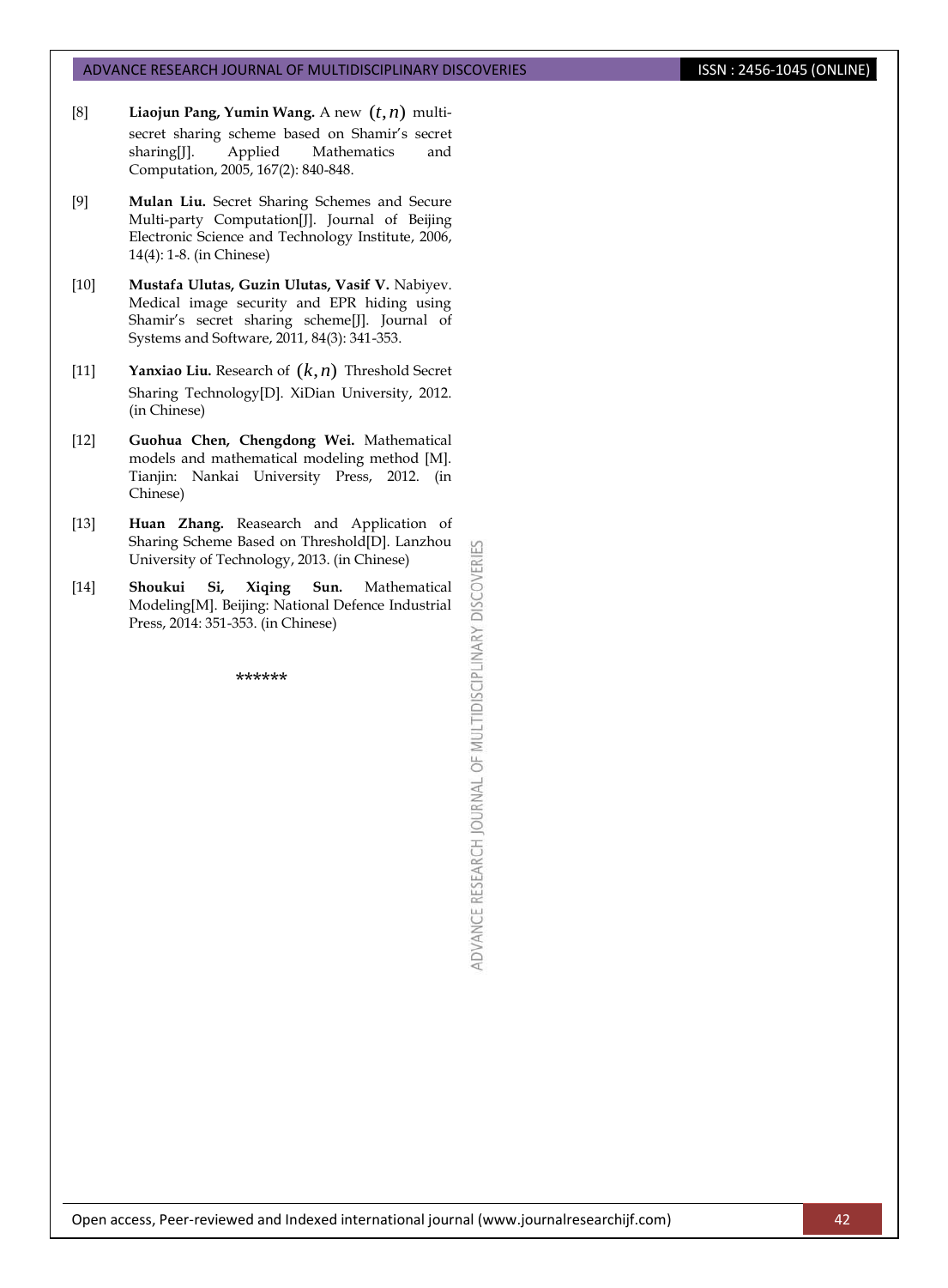[8] **Liaojun Pang, Yumin Wang.** A new $(t, n)$ multi-secret sharing scheme based on Shamir's secret sharing[J]. Applied Mathematics and Computation, 2005, 167(2): 840-848.

[9] **Mulan Liu.** Secret Sharing Schemes and Secure Multi-party Computation[J]. Journal of Beijing Electronic Science and Technology Institute, 2006, 14(4): 1-8. (in Chinese)

[10] **Mustafa Ulutas, Guzin Ulutas, Vasif V.** Nabiyev. Medical image security and EPR hiding using Shamir's secret sharing scheme[J]. Journal of Systems and Software, 2011, 84(3): 341-353.

[11] **Yanxiao Liu.** Research of $(k, n)$ Threshold Secret Sharing Technology[D]. XiDian University, 2012. (in Chinese)

[12] **Guohua Chen, Chengdong Wei.** Mathematical models and mathematical modeling method [M]. Tianjin: Nankai University Press, 2012. (in Chinese)

[13] **Huan Zhang.** Reasearch and Application of Sharing Scheme Based on Threshold[D]. Lanzhou University of Technology, 2013. (in Chinese)

[14] **Shoukui Si, Xiqing Sun.** Mathematical Modeling[M]. Beijing: National Defence Industrial Press, 2014: 351-353. (in Chinese)

******